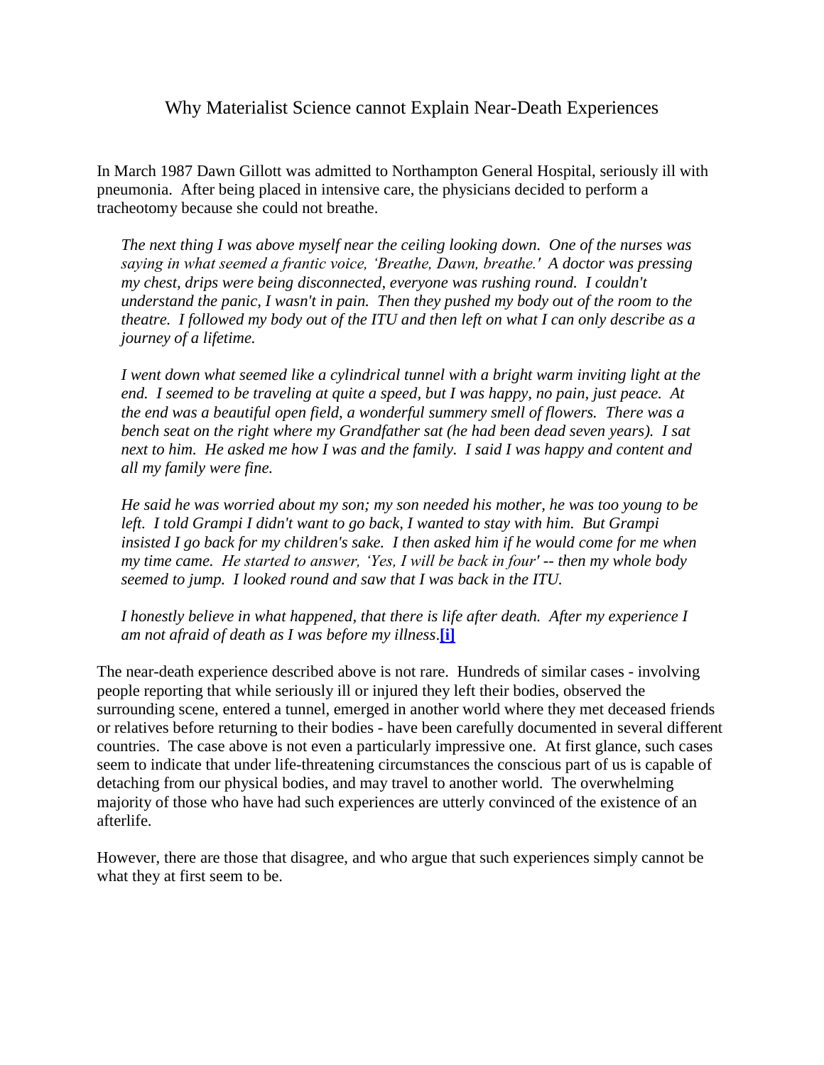# Why Materialist Science cannot Explain Near-Death Experiences

In March 1987 Dawn Gillott was admitted to Northampton General Hospital, seriously ill with pneumonia. After being placed in intensive care, the physicians decided to perform a tracheotomy because she could not breathe.

> *The next thing I was above myself near the ceiling looking down. One of the nurses was saying in what seemed a frantic voice, 'Breathe, Dawn, breathe.' A doctor was pressing my chest, drips were being disconnected, everyone was rushing round. I couldn't understand the panic, I wasn't in pain. Then they pushed my body out of the room to the theatre. I followed my body out of the ITU and then left on what I can only describe as a journey of a lifetime.*
>
> *I went down what seemed like a cylindrical tunnel with a bright warm inviting light at the end. I seemed to be traveling at quite a speed, but I was happy, no pain, just peace. At the end was a beautiful open field, a wonderful summery smell of flowers. There was a bench seat on the right where my Grandfather sat (he had been dead seven years). I sat next to him. He asked me how I was and the family. I said I was happy and content and all my family were fine.*
>
> *He said he was worried about my son; my son needed his mother, he was too young to be left. I told Grampi I didn't want to go back, I wanted to stay with him. But Grampi insisted I go back for my children's sake. I then asked him if he would come for me when my time came. He started to answer, 'Yes, I will be back in four' -- then my whole body seemed to jump. I looked round and saw that I was back in the ITU.*
>
> *I honestly believe in what happened, that there is life after death. After my experience I am not afraid of death as I was before my illness.*[i]

The near-death experience described above is not rare. Hundreds of similar cases - involving people reporting that while seriously ill or injured they left their bodies, observed the surrounding scene, entered a tunnel, emerged in another world where they met deceased friends or relatives before returning to their bodies - have been carefully documented in several different countries. The case above is not even a particularly impressive one. At first glance, such cases seem to indicate that under life-threatening circumstances the conscious part of us is capable of detaching from our physical bodies, and may travel to another world. The overwhelming majority of those who have had such experiences are utterly convinced of the existence of an afterlife.

However, there are those that disagree, and who argue that such experiences simply cannot be what they at first seem to be.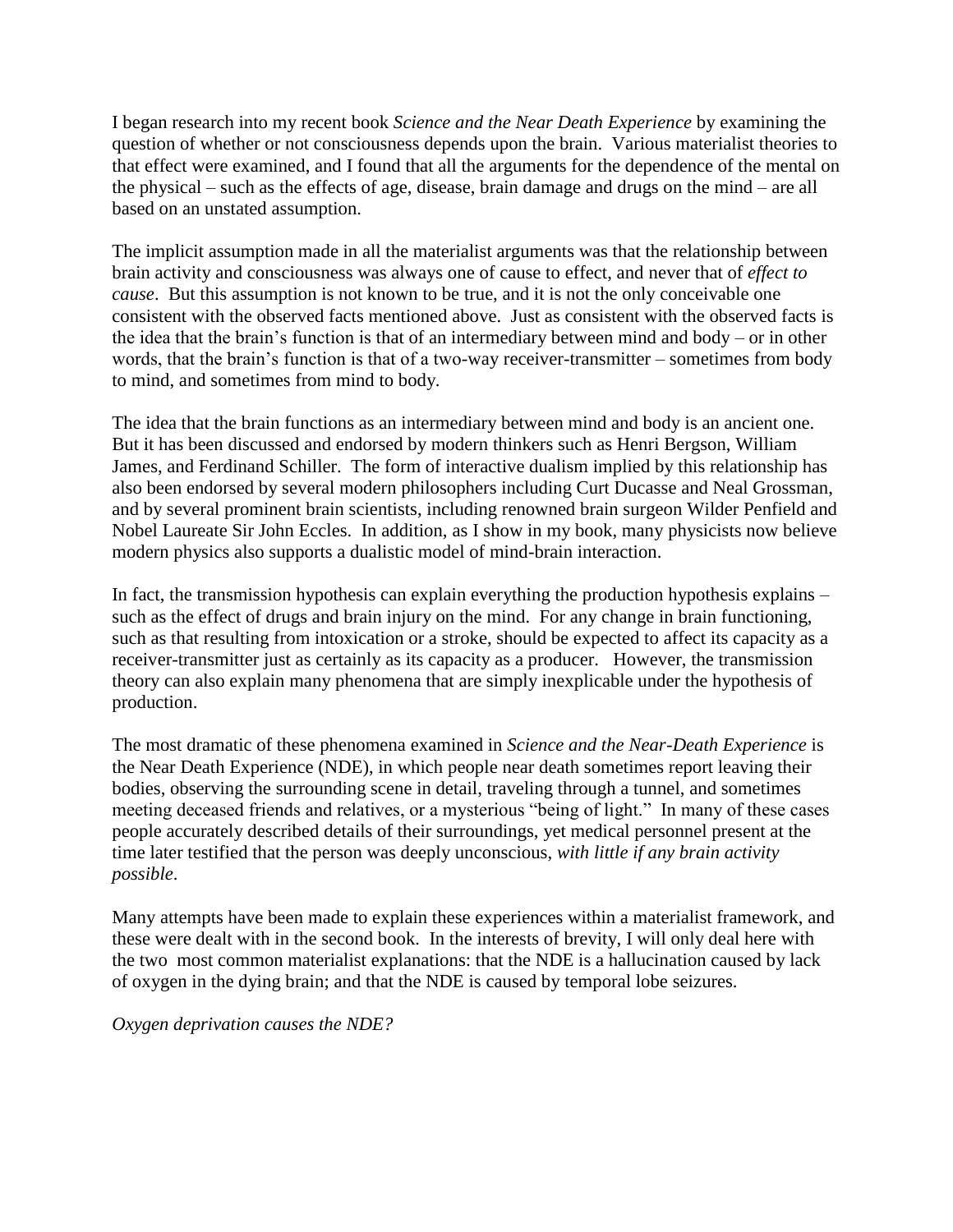I began research into my recent book *Science and the Near Death Experience* by examining the question of whether or not consciousness depends upon the brain. Various materialist theories to that effect were examined, and I found that all the arguments for the dependence of the mental on the physical – such as the effects of age, disease, brain damage and drugs on the mind – are all based on an unstated assumption.

The implicit assumption made in all the materialist arguments was that the relationship between brain activity and consciousness was always one of cause to effect, and never that of *effect to cause*. But this assumption is not known to be true, and it is not the only conceivable one consistent with the observed facts mentioned above. Just as consistent with the observed facts is the idea that the brain's function is that of an intermediary between mind and body – or in other words, that the brain's function is that of a two-way receiver-transmitter – sometimes from body to mind, and sometimes from mind to body.

The idea that the brain functions as an intermediary between mind and body is an ancient one. But it has been discussed and endorsed by modern thinkers such as Henri Bergson, William James, and Ferdinand Schiller. The form of interactive dualism implied by this relationship has also been endorsed by several modern philosophers including Curt Ducasse and Neal Grossman, and by several prominent brain scientists, including renowned brain surgeon Wilder Penfield and Nobel Laureate Sir John Eccles. In addition, as I show in my book, many physicists now believe modern physics also supports a dualistic model of mind-brain interaction.

In fact, the transmission hypothesis can explain everything the production hypothesis explains – such as the effect of drugs and brain injury on the mind. For any change in brain functioning, such as that resulting from intoxication or a stroke, should be expected to affect its capacity as a receiver-transmitter just as certainly as its capacity as a producer. However, the transmission theory can also explain many phenomena that are simply inexplicable under the hypothesis of production.

The most dramatic of these phenomena examined in *Science and the Near-Death Experience* is the Near Death Experience (NDE), in which people near death sometimes report leaving their bodies, observing the surrounding scene in detail, traveling through a tunnel, and sometimes meeting deceased friends and relatives, or a mysterious "being of light." In many of these cases people accurately described details of their surroundings, yet medical personnel present at the time later testified that the person was deeply unconscious, *with little if any brain activity possible*.

Many attempts have been made to explain these experiences within a materialist framework, and these were dealt with in the second book. In the interests of brevity, I will only deal here with the two most common materialist explanations: that the NDE is a hallucination caused by lack of oxygen in the dying brain; and that the NDE is caused by temporal lobe seizures.

*Oxygen deprivation causes the NDE?*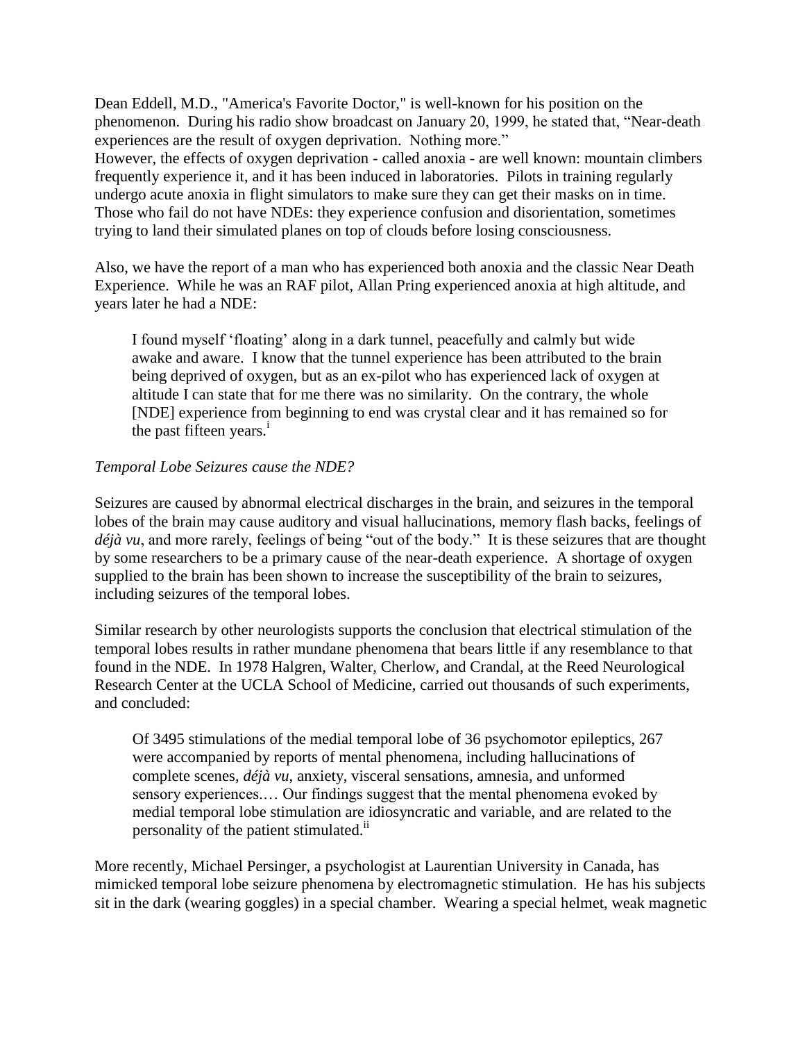Dean Eddell, M.D., "America's Favorite Doctor," is well-known for his position on the phenomenon. During his radio show broadcast on January 20, 1999, he stated that, "Near-death experiences are the result of oxygen deprivation. Nothing more."
However, the effects of oxygen deprivation - called anoxia - are well known: mountain climbers frequently experience it, and it has been induced in laboratories. Pilots in training regularly undergo acute anoxia in flight simulators to make sure they can get their masks on in time. Those who fail do not have NDEs: they experience confusion and disorientation, sometimes trying to land their simulated planes on top of clouds before losing consciousness.

Also, we have the report of a man who has experienced both anoxia and the classic Near Death Experience. While he was an RAF pilot, Allan Pring experienced anoxia at high altitude, and years later he had a NDE:

> I found myself 'floating' along in a dark tunnel, peacefully and calmly but wide awake and aware. I know that the tunnel experience has been attributed to the brain being deprived of oxygen, but as an ex-pilot who has experienced lack of oxygen at altitude I can state that for me there was no similarity. On the contrary, the whole [NDE] experience from beginning to end was crystal clear and it has remained so for the past fifteen years.[i]

*Temporal Lobe Seizures cause the NDE?*

Seizures are caused by abnormal electrical discharges in the brain, and seizures in the temporal lobes of the brain may cause auditory and visual hallucinations, memory flash backs, feelings of *déjà vu*, and more rarely, feelings of being "out of the body." It is these seizures that are thought by some researchers to be a primary cause of the near-death experience. A shortage of oxygen supplied to the brain has been shown to increase the susceptibility of the brain to seizures, including seizures of the temporal lobes.

Similar research by other neurologists supports the conclusion that electrical stimulation of the temporal lobes results in rather mundane phenomena that bears little if any resemblance to that found in the NDE. In 1978 Halgren, Walter, Cherlow, and Crandal, at the Reed Neurological Research Center at the UCLA School of Medicine, carried out thousands of such experiments, and concluded:

> Of 3495 stimulations of the medial temporal lobe of 36 psychomotor epileptics, 267 were accompanied by reports of mental phenomena, including hallucinations of complete scenes, *déjà vu*, anxiety, visceral sensations, amnesia, and unformed sensory experiences.… Our findings suggest that the mental phenomena evoked by medial temporal lobe stimulation are idiosyncratic and variable, and are related to the personality of the patient stimulated.[ii]

More recently, Michael Persinger, a psychologist at Laurentian University in Canada, has mimicked temporal lobe seizure phenomena by electromagnetic stimulation. He has his subjects sit in the dark (wearing goggles) in a special chamber. Wearing a special helmet, weak magnetic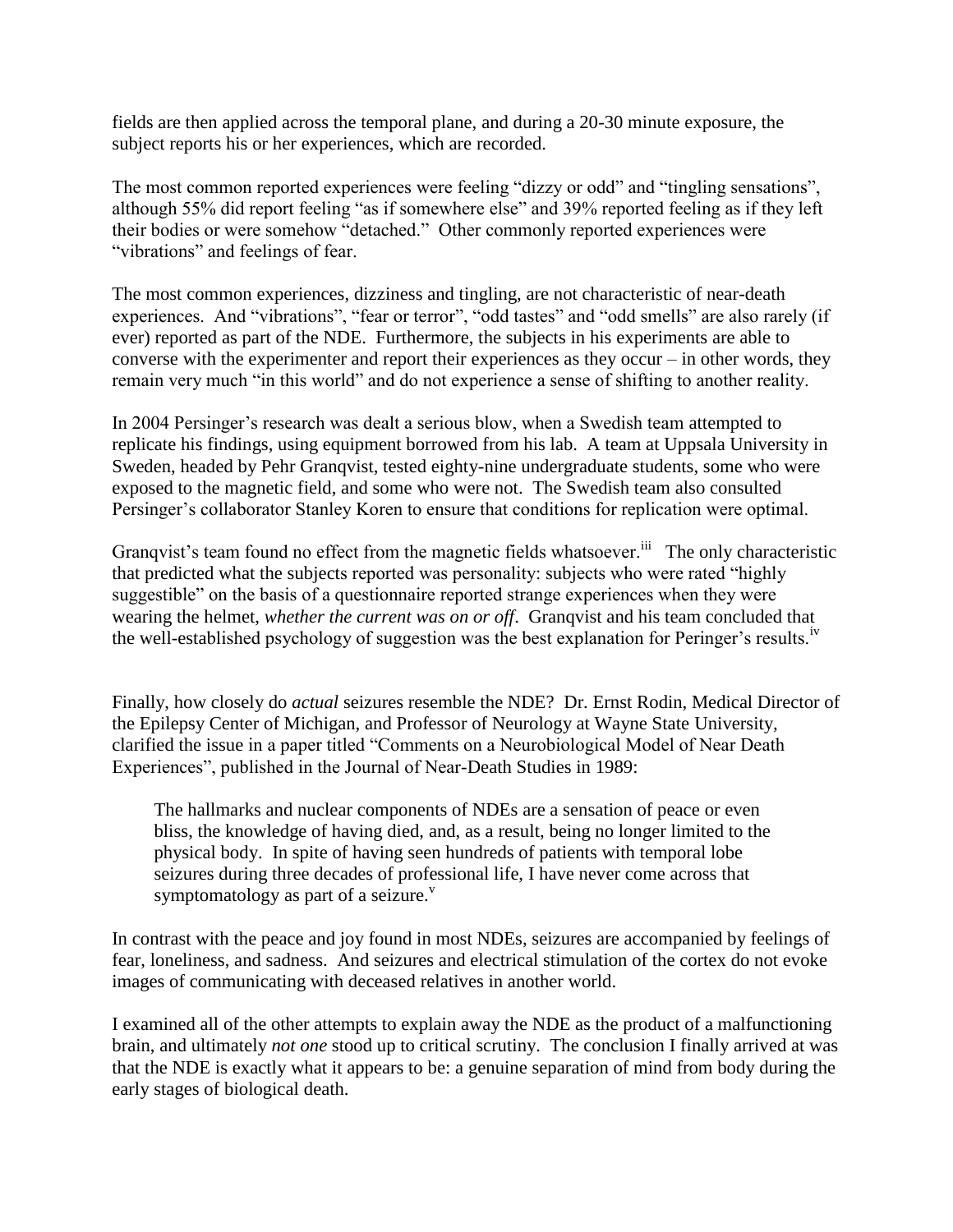fields are then applied across the temporal plane, and during a 20-30 minute exposure, the subject reports his or her experiences, which are recorded.

The most common reported experiences were feeling "dizzy or odd" and "tingling sensations", although 55% did report feeling "as if somewhere else" and 39% reported feeling as if they left their bodies or were somehow "detached." Other commonly reported experiences were "vibrations" and feelings of fear.

The most common experiences, dizziness and tingling, are not characteristic of near-death experiences. And "vibrations", "fear or terror", "odd tastes" and "odd smells" are also rarely (if ever) reported as part of the NDE. Furthermore, the subjects in his experiments are able to converse with the experimenter and report their experiences as they occur – in other words, they remain very much "in this world" and do not experience a sense of shifting to another reality.

In 2004 Persinger's research was dealt a serious blow, when a Swedish team attempted to replicate his findings, using equipment borrowed from his lab. A team at Uppsala University in Sweden, headed by Pehr Granqvist, tested eighty-nine undergraduate students, some who were exposed to the magnetic field, and some who were not. The Swedish team also consulted Persinger's collaborator Stanley Koren to ensure that conditions for replication were optimal.

Granqvist's team found no effect from the magnetic fields whatsoever.[iii] The only characteristic that predicted what the subjects reported was personality: subjects who were rated "highly suggestible" on the basis of a questionnaire reported strange experiences when they were wearing the helmet, *whether the current was on or off*. Granqvist and his team concluded that the well-established psychology of suggestion was the best explanation for Peringer's results.[iv]

Finally, how closely do *actual* seizures resemble the NDE? Dr. Ernst Rodin, Medical Director of the Epilepsy Center of Michigan, and Professor of Neurology at Wayne State University, clarified the issue in a paper titled "Comments on a Neurobiological Model of Near Death Experiences", published in the Journal of Near-Death Studies in 1989:

> The hallmarks and nuclear components of NDEs are a sensation of peace or even bliss, the knowledge of having died, and, as a result, being no longer limited to the physical body. In spite of having seen hundreds of patients with temporal lobe seizures during three decades of professional life, I have never come across that symptomatology as part of a seizure.[v]

In contrast with the peace and joy found in most NDEs, seizures are accompanied by feelings of fear, loneliness, and sadness. And seizures and electrical stimulation of the cortex do not evoke images of communicating with deceased relatives in another world.

I examined all of the other attempts to explain away the NDE as the product of a malfunctioning brain, and ultimately *not one* stood up to critical scrutiny. The conclusion I finally arrived at was that the NDE is exactly what it appears to be: a genuine separation of mind from body during the early stages of biological death.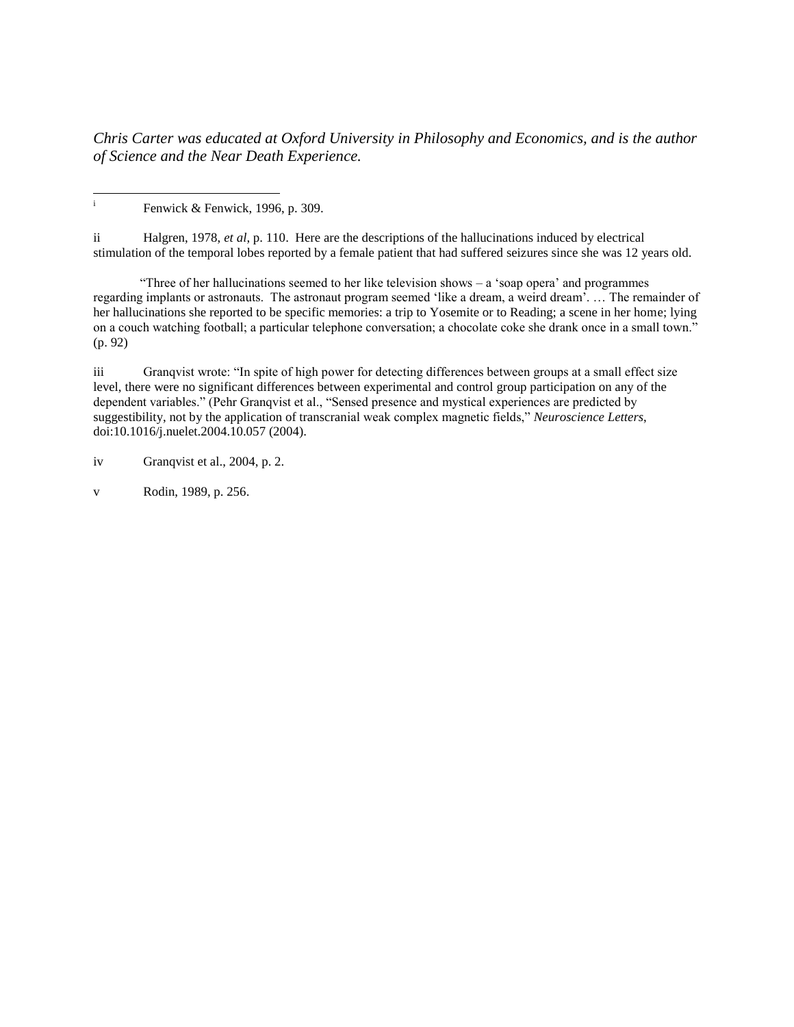*Chris Carter was educated at Oxford University in Philosophy and Economics, and is the author of Science and the Near Death Experience.*

---

i Fenwick & Fenwick, 1996, p. 309.

ii Halgren, 1978, *et al*, p. 110. Here are the descriptions of the hallucinations induced by electrical stimulation of the temporal lobes reported by a female patient that had suffered seizures since she was 12 years old.

> "Three of her hallucinations seemed to her like television shows – a 'soap opera' and programmes regarding implants or astronauts. The astronaut program seemed 'like a dream, a weird dream'. … The remainder of her hallucinations she reported to be specific memories: a trip to Yosemite or to Reading; a scene in her home; lying on a couch watching football; a particular telephone conversation; a chocolate coke she drank once in a small town." (p. 92)

iii Granqvist wrote: "In spite of high power for detecting differences between groups at a small effect size level, there were no significant differences between experimental and control group participation on any of the dependent variables." (Pehr Granqvist et al., "Sensed presence and mystical experiences are predicted by suggestibility, not by the application of transcranial weak complex magnetic fields," *Neuroscience Letters*, doi:10.1016/j.nuelet.2004.10.057 (2004).

iv Granqvist et al., 2004, p. 2.

v Rodin, 1989, p. 256.